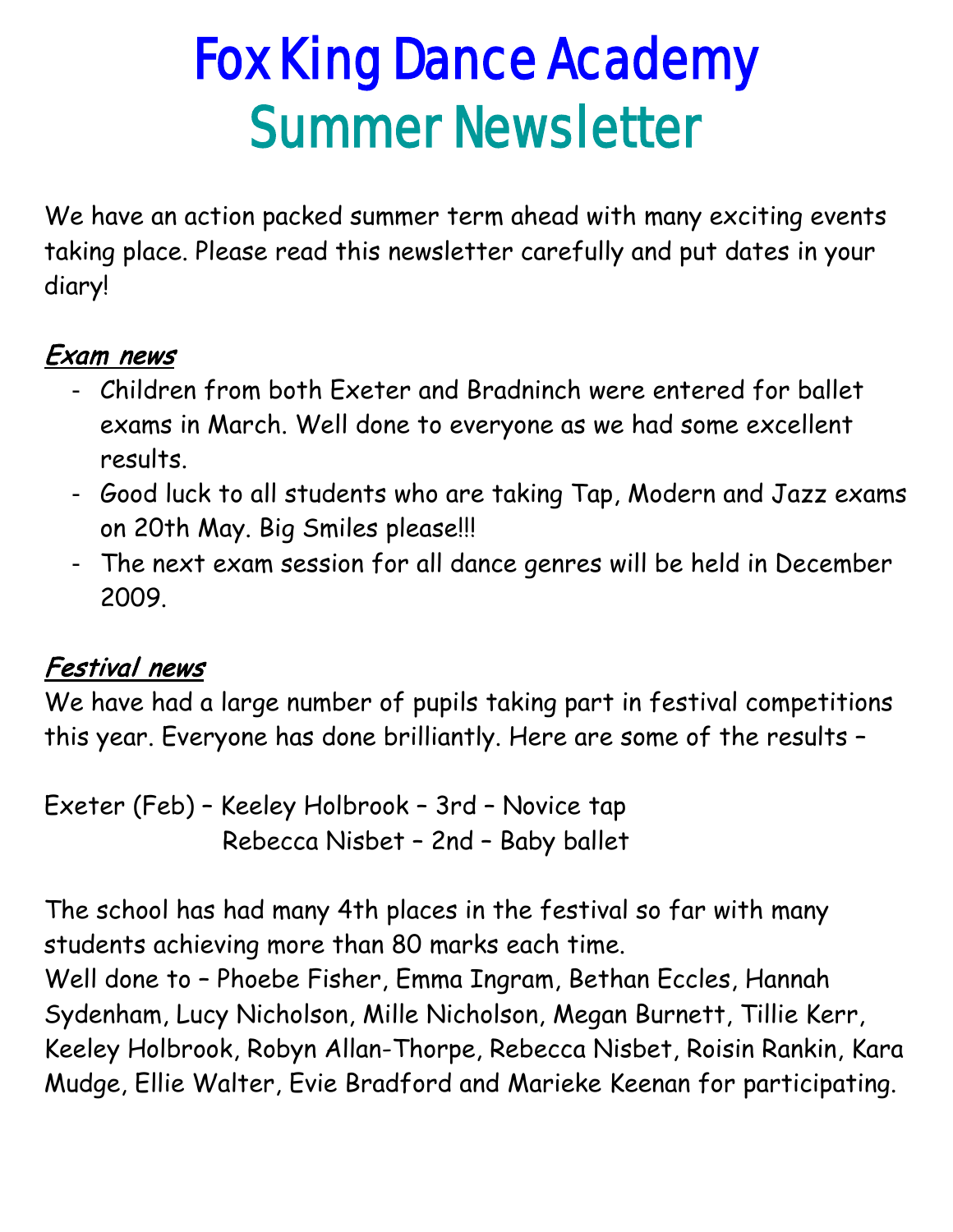# Fox King Dance Academy
## Summer Newsletter

We have an action packed summer term ahead with many exciting events taking place. Please read this newsletter carefully and put dates in your diary!

### *Exam news*

- Children from both Exeter and Bradninch were entered for ballet exams in March. Well done to everyone as we had some excellent results.
- Good luck to all students who are taking Tap, Modern and Jazz exams on 20th May. Big Smiles please!!!
- The next exam session for all dance genres will be held in December 2009.

### *Festival news*

We have had a large number of pupils taking part in festival competitions this year. Everyone has done brilliantly. Here are some of the results –

Exeter (Feb) – Keeley Holbrook – 3rd – Novice tap
Rebecca Nisbet – 2nd – Baby ballet

The school has had many 4th places in the festival so far with many students achieving more than 80 marks each time.
Well done to – Phoebe Fisher, Emma Ingram, Bethan Eccles, Hannah Sydenham, Lucy Nicholson, Mille Nicholson, Megan Burnett, Tillie Kerr, Keeley Holbrook, Robyn Allan-Thorpe, Rebecca Nisbet, Roisin Rankin, Kara Mudge, Ellie Walter, Evie Bradford and Marieke Keenan for participating.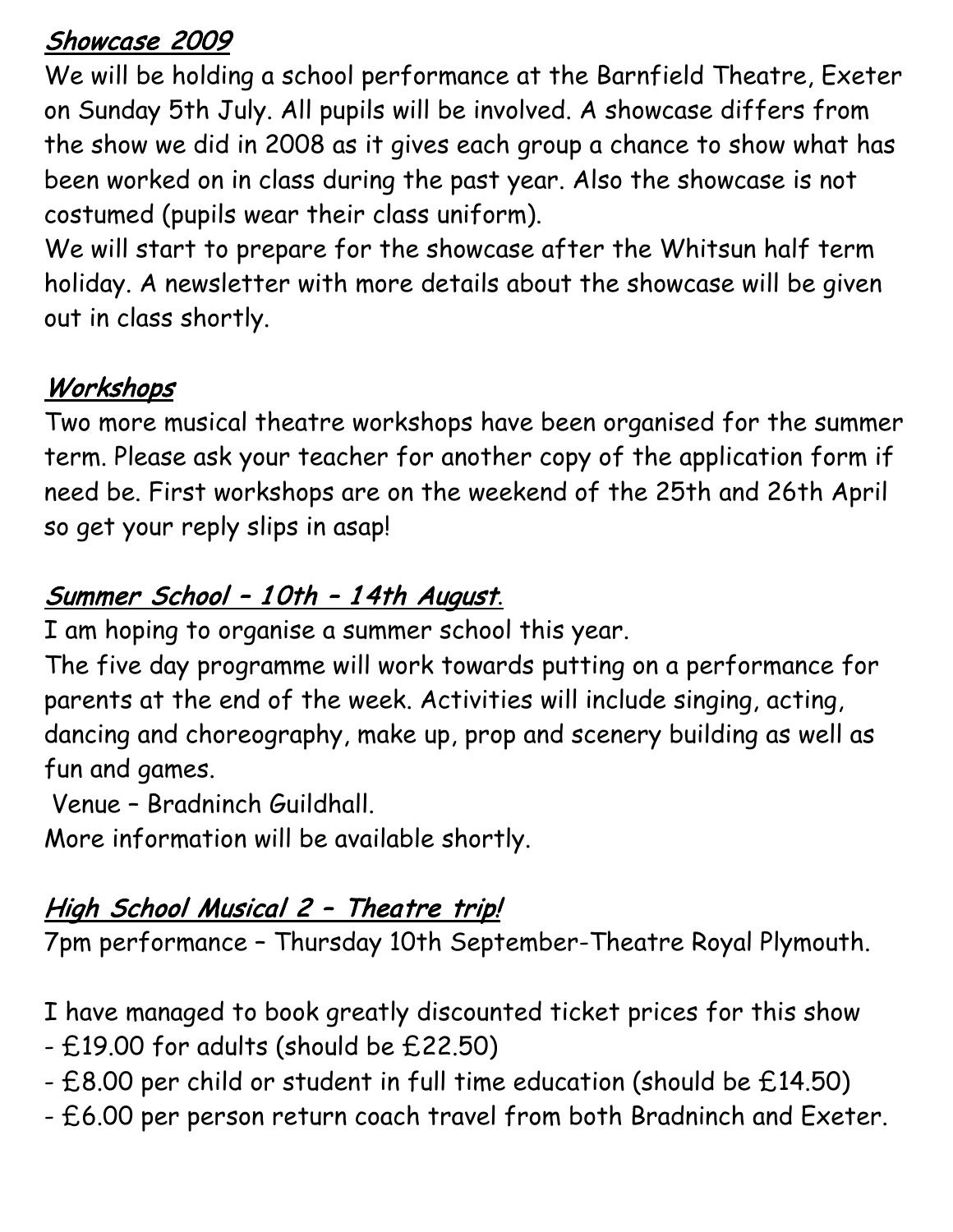## ***Showcase 2009***

We will be holding a school performance at the Barnfield Theatre, Exeter on Sunday 5th July. All pupils will be involved. A showcase differs from the show we did in 2008 as it gives each group a chance to show what has been worked on in class during the past year. Also the showcase is not costumed (pupils wear their class uniform).

We will start to prepare for the showcase after the Whitsun half term holiday. A newsletter with more details about the showcase will be given out in class shortly.

## ***Workshops***

Two more musical theatre workshops have been organised for the summer term. Please ask your teacher for another copy of the application form if need be. First workshops are on the weekend of the 25th and 26th April so get your reply slips in asap!

## ***Summer School – 10th – 14th August.***

I am hoping to organise a summer school this year.

The five day programme will work towards putting on a performance for parents at the end of the week. Activities will include singing, acting, dancing and choreography, make up, prop and scenery building as well as fun and games.

Venue – Bradninch Guildhall.

More information will be available shortly.

## ***High School Musical 2 – Theatre trip!***

7pm performance – Thursday 10th September-Theatre Royal Plymouth.

I have managed to book greatly discounted ticket prices for this show

- £19.00 for adults (should be £22.50)
- £8.00 per child or student in full time education (should be £14.50)
- £6.00 per person return coach travel from both Bradninch and Exeter.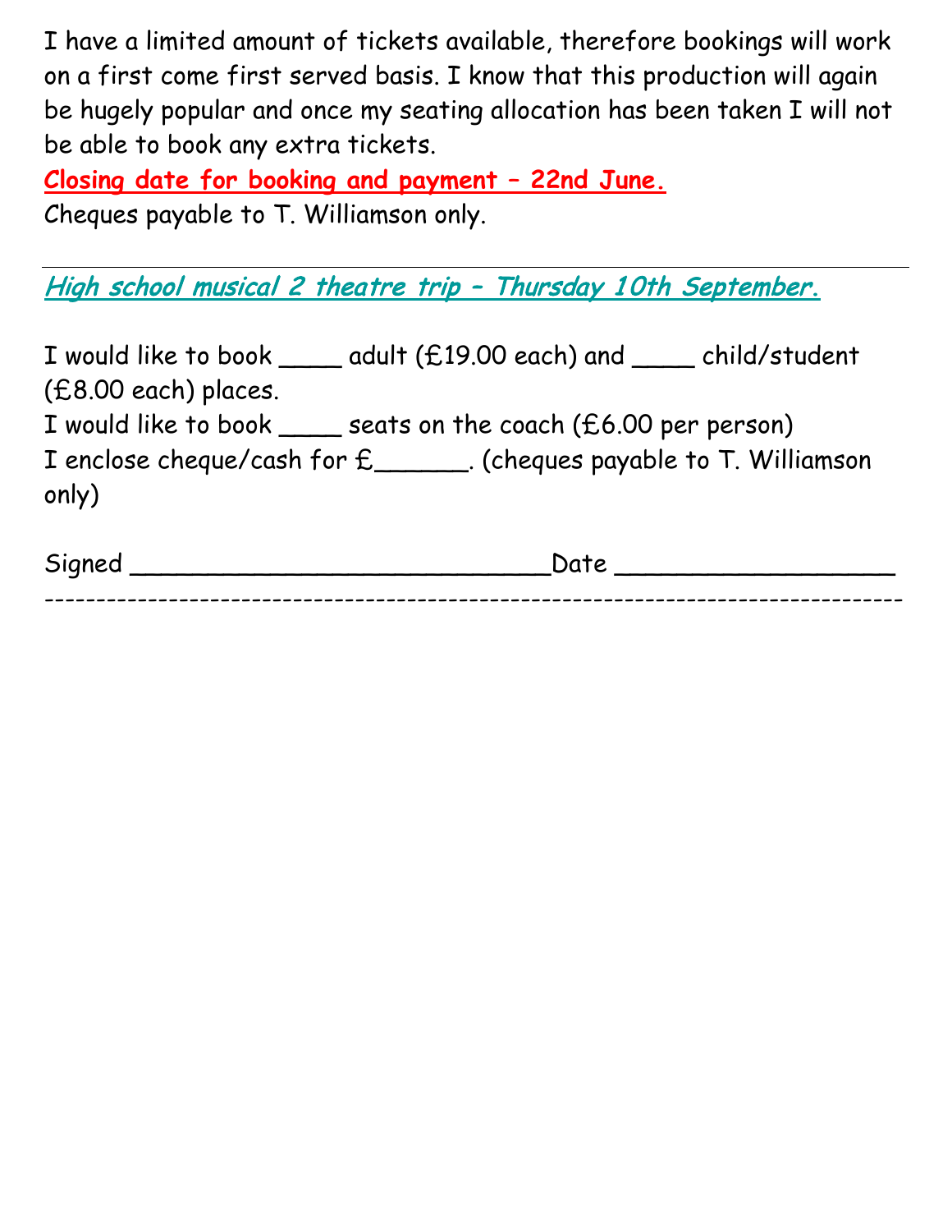I have a limited amount of tickets available, therefore bookings will work on a first come first served basis. I know that this production will again be hugely popular and once my seating allocation has been taken I will not be able to book any extra tickets.

**Closing date for booking and payment – 22nd June.**

Cheques payable to T. Williamson only.

---

*High school musical 2 theatre trip – Thursday 10th September.*

I would like to book ____ adult (£19.00 each) and ____ child/student (£8.00 each) places.

I would like to book ____ seats on the coach (£6.00 per person)

I enclose cheque/cash for £______. (cheques payable to T. Williamson only)

Signed ____________________________Date __________________

--------------------------------------------------------------------------------